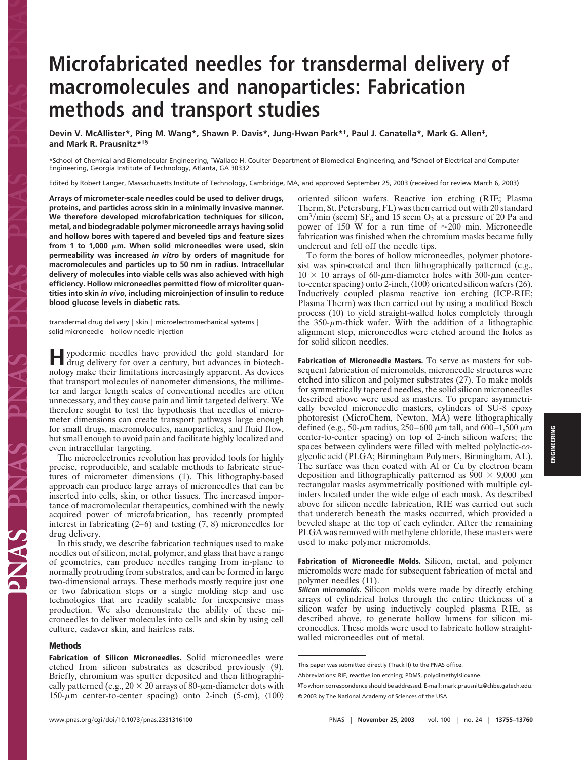# Microfabricated needles for transdermal delivery of macromolecules and nanoparticles: Fabrication methods and transport studies

**Devin V. McAllister\*, Ping M. Wang\*, Shawn P. Davis\*, Jung-Hwan Park\*†, Paul J. Canatella\*, Mark G. Allen‡, and Mark R. Prausnitz\*†§**

\*School of Chemical and Biomolecular Engineering, †Wallace H. Coulter Department of Biomedical Engineering, and ‡School of Electrical and Computer Engineering, Georgia Institute of Technology, Atlanta, GA 30332

Edited by Robert Langer, Massachusetts Institute of Technology, Cambridge, MA, and approved September 25, 2003 (received for review March 6, 2003)

**Arrays of micrometer-scale needles could be used to deliver drugs, proteins, and particles across skin in a minimally invasive manner. We therefore developed microfabrication techniques for silicon, metal, and biodegradable polymer microneedle arrays having solid and hollow bores with tapered and beveled tips and feature sizes from 1 to 1,000 μm. When solid microneedles were used, skin permeability was increased *in vitro* by orders of magnitude for macromolecules and particles up to 50 nm in radius. Intracellular delivery of molecules into viable cells was also achieved with high efficiency. Hollow microneedles permitted flow of microliter quantities into skin *in vivo*, including microinjection of insulin to reduce blood glucose levels in diabetic rats.**

transdermal drug delivery | skin | microelectromechanical systems | solid microneedle | hollow needle injection

Hypodermic needles have provided the gold standard for drug delivery for over a century, but advances in biotechnology make their limitations increasingly apparent. As devices that transport molecules of nanometer dimensions, the millimeter and larger length scales of conventional needles are often unnecessary, and they cause pain and limit targeted delivery. We therefore sought to test the hypothesis that needles of micrometer dimensions can create transport pathways large enough for small drugs, macromolecules, nanoparticles, and fluid flow, but small enough to avoid pain and facilitate highly localized and even intracellular targeting.

The microelectronics revolution has provided tools for highly precise, reproducible, and scalable methods to fabricate structures of micrometer dimensions (1). This lithography-based approach can produce large arrays of microneedles that can be inserted into cells, skin, or other tissues. The increased importance of macromolecular therapeutics, combined with the newly acquired power of microfabrication, has recently prompted interest in fabricating (2–6) and testing (7, 8) microneedles for drug delivery.

In this study, we describe fabrication techniques used to make needles out of silicon, metal, polymer, and glass that have a range of geometries, can produce needles ranging from in-plane to normally protruding from substrates, and can be formed in large two-dimensional arrays. These methods mostly require just one or two fabrication steps or a single molding step and use technologies that are readily scalable for inexpensive mass production. We also demonstrate the ability of these microneedles to deliver molecules into cells and skin by using cell culture, cadaver skin, and hairless rats.

## Methods

**Fabrication of Silicon Microneedles.** Solid microneedles were etched from silicon substrates as described previously (9). Briefly, chromium was sputter deposited and then lithographically patterned (e.g., 20 × 20 arrays of 80-μm-diameter dots with 150-μm center-to-center spacing) onto 2-inch (5-cm), ⟨100⟩ oriented silicon wafers. Reactive ion etching (RIE; Plasma Therm, St. Petersburg, FL) was then carried out with 20 standard $cm^3$/min (sccm) $SF_6$ and 15 sccm $O_2$ at a pressure of 20 Pa and power of 150 W for a run time of ≈200 min. Microneedle fabrication was finished when the chromium masks became fully undercut and fell off the needle tips.

To form the bores of hollow microneedles, polymer photoresist was spin-coated and then lithographically patterned (e.g., 10 × 10 arrays of 60-μm-diameter holes with 300-μm center-to-center spacing) onto 2-inch, ⟨100⟩ oriented silicon wafers (26). Inductively coupled plasma reactive ion etching (ICP-RIE; Plasma Therm) was then carried out by using a modified Bosch process (10) to yield straight-walled holes completely through the 350-μm-thick wafer. With the addition of a lithographic alignment step, microneedles were etched around the holes as for solid silicon needles.

**Fabrication of Microneedle Masters.** To serve as masters for subsequent fabrication of micromolds, microneedle structures were etched into silicon and polymer substrates (27). To make molds for symmetrically tapered needles, the solid silicon microneedles described above were used as masters. To prepare asymmetrically beveled microneedle masters, cylinders of SU-8 epoxy photoresist (MicroChem, Newton, MA) were lithographically defined (e.g., 50-μm radius, 250–600 μm tall, and 600–1,500 μm center-to-center spacing) on top of 2-inch silicon wafers; the spaces between cylinders were filled with melted polylactic-*co*-glycolic acid (PLGA; Birmingham Polymers, Birmingham, AL). The surface was then coated with Al or Cu by electron beam deposition and lithographically patterned as 900 × 9,000 μm rectangular masks asymmetrically positioned with multiple cylinders located under the wide edge of each mask. As described above for silicon needle fabrication, RIE was carried out such that underetch beneath the masks occurred, which provided a beveled shape at the top of each cylinder. After the remaining PLGA was removed with methylene chloride, these masters were used to make polymer micromolds.

**Fabrication of Microneedle Molds.** Silicon, metal, and polymer micromolds were made for subsequent fabrication of metal and polymer needles (11).

***Silicon micromolds.*** Silicon molds were made by directly etching arrays of cylindrical holes through the entire thickness of a silicon wafer by using inductively coupled plasma RIE, as described above, to generate hollow lumens for silicon microneedles. These molds were used to fabricate hollow straight-walled microneedles out of metal.

This paper was submitted directly (Track II) to the PNAS office.

Abbreviations: RIE, reactive ion etching; PDMS, polydimethylsiloxane.

§To whom correspondence should be addressed. E-mail: mark.prausnitz@chbe.gatech.edu.

© 2003 by The National Academy of Sciences of the USA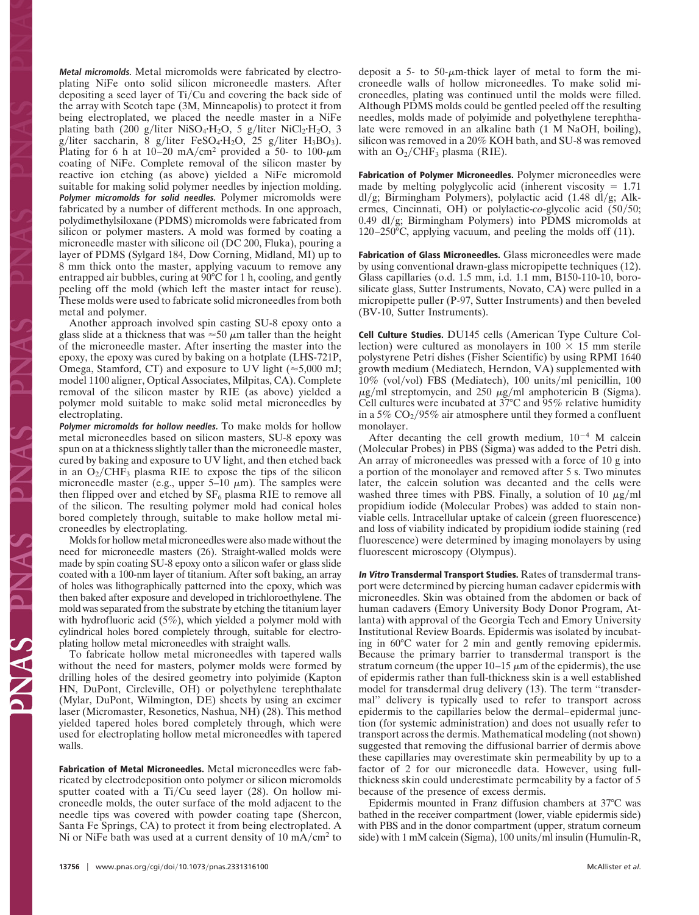***Metal micromolds.*** Metal micromolds were fabricated by electroplating NiFe onto solid silicon microneedle masters. After depositing a seed layer of Ti/Cu and covering the back side of the array with Scotch tape (3M, Minneapolis) to protect it from being electroplated, we placed the needle master in a NiFe plating bath (200 g/liter $NiSO_4{\cdot}H_2O$, 5 g/liter $NiCl_2{\cdot}H_2O$, 3 g/liter saccharin, 8 g/liter $FeSO_4{\cdot}H_2O$, 25 g/liter $H_3BO_3$). Plating for 6 h at 10–20 mA/cm$^2$ provided a 50- to 100-$\mu$m coating of NiFe. Complete removal of the silicon master by reactive ion etching (as above) yielded a NiFe micromold suitable for making solid polymer needles by injection molding.

***Polymer micromolds for solid needles.*** Polymer micromolds were fabricated by a number of different methods. In one approach, polydimethylsiloxane (PDMS) micromolds were fabricated from silicon or polymer masters. A mold was formed by coating a microneedle master with silicone oil (DC 200, Fluka), pouring a layer of PDMS (Sylgard 184, Dow Corning, Midland, MI) up to 8 mm thick onto the master, applying vacuum to remove any entrapped air bubbles, curing at 90°C for 1 h, cooling, and gently peeling off the mold (which left the master intact for reuse). These molds were used to fabricate solid microneedles from both metal and polymer.

Another approach involved spin casting SU-8 epoxy onto a glass slide at a thickness that was ≈50 $\mu$m taller than the height of the microneedle master. After inserting the master into the epoxy, the epoxy was cured by baking on a hotplate (LHS-721P, Omega, Stamford, CT) and exposure to UV light (≈5,000 mJ; model 1100 aligner, Optical Associates, Milpitas, CA). Complete removal of the silicon master by RIE (as above) yielded a polymer mold suitable to make solid metal microneedles by electroplating.

***Polymer micromolds for hollow needles.*** To make molds for hollow metal microneedles based on silicon masters, SU-8 epoxy was spun on at a thickness slightly taller than the microneedle master, cured by baking and exposure to UV light, and then etched back in an $O_2/CHF_3$ plasma RIE to expose the tips of the silicon microneedle master (e.g., upper 5–10 $\mu$m). The samples were then flipped over and etched by $SF_6$ plasma RIE to remove all of the silicon. The resulting polymer mold had conical holes bored completely through, suitable to make hollow metal microneedles by electroplating.

Molds for hollow metal microneedles were also made without the need for microneedle masters (26). Straight-walled molds were made by spin coating SU-8 epoxy onto a silicon wafer or glass slide coated with a 100-nm layer of titanium. After soft baking, an array of holes was lithographically patterned into the epoxy, which was then baked after exposure and developed in trichloroethylene. The mold was separated from the substrate by etching the titanium layer with hydrofluoric acid (5%), which yielded a polymer mold with cylindrical holes bored completely through, suitable for electroplating hollow metal microneedles with straight walls.

To fabricate hollow metal microneedles with tapered walls without the need for masters, polymer molds were formed by drilling holes of the desired geometry into polyimide (Kapton HN, DuPont, Circleville, OH) or polyethylene terephthalate (Mylar, DuPont, Wilmington, DE) sheets by using an excimer laser (Micromaster, Resonetics, Nashua, NH) (28). This method yielded tapered holes bored completely through, which were used for electroplating hollow metal microneedles with tapered walls.

**Fabrication of Metal Microneedles.** Metal microneedles were fabricated by electrodeposition onto polymer or silicon micromolds sputter coated with a Ti/Cu seed layer (28). On hollow microneedle molds, the outer surface of the mold adjacent to the needle tips was covered with powder coating tape (Shercon, Santa Fe Springs, CA) to protect it from being electroplated. A Ni or NiFe bath was used at a current density of 10 mA/cm$^2$ to deposit a 5- to 50-$\mu$m-thick layer of metal to form the microneedle walls of hollow microneedles. To make solid microneedles, plating was continued until the molds were filled. Although PDMS molds could be gentled peeled off the resulting needles, molds made of polyimide and polyethylene terephthalate were removed in an alkaline bath (1 M NaOH, boiling), silicon was removed in a 20% KOH bath, and SU-8 was removed with an $O_2/CHF_3$ plasma (RIE).

**Fabrication of Polymer Microneedles.** Polymer microneedles were made by melting polyglycolic acid (inherent viscosity = 1.71 dl/g; Birmingham Polymers), polylactic acid (1.48 dl/g; Alkermes, Cincinnati, OH) or polylactic-*co*-glycolic acid (50/50; 0.49 dl/g; Birmingham Polymers) into PDMS micromolds at 120–250°C, applying vacuum, and peeling the molds off (11).

**Fabrication of Glass Microneedles.** Glass microneedles were made by using conventional drawn-glass micropipette techniques (12). Glass capillaries (o.d. 1.5 mm, i.d. 1.1 mm, B150-110-10, borosilicate glass, Sutter Instruments, Novato, CA) were pulled in a micropipette puller (P-97, Sutter Instruments) and then beveled (BV-10, Sutter Instruments).

**Cell Culture Studies.** DU145 cells (American Type Culture Collection) were cultured as monolayers in 100 × 15 mm sterile polystyrene Petri dishes (Fisher Scientific) by using RPMI 1640 growth medium (Mediatech, Herndon, VA) supplemented with 10% (vol/vol) FBS (Mediatech), 100 units/ml penicillin, 100 $\mu$g/ml streptomycin, and 250 $\mu$g/ml amphotericin B (Sigma). Cell cultures were incubated at 37°C and 95% relative humidity in a 5% $CO_2$/95% air atmosphere until they formed a confluent monolayer.

After decanting the cell growth medium, $10^{-4}$ M calcein (Molecular Probes) in PBS (Sigma) was added to the Petri dish. An array of microneedles was pressed with a force of 10 g into a portion of the monolayer and removed after 5 s. Two minutes later, the calcein solution was decanted and the cells were washed three times with PBS. Finally, a solution of 10 $\mu$g/ml propidium iodide (Molecular Probes) was added to stain nonviable cells. Intracellular uptake of calcein (green fluorescence) and loss of viability indicated by propidium iodide staining (red fluorescence) were determined by imaging monolayers by using fluorescent microscopy (Olympus).

***In Vitro* Transdermal Transport Studies.** Rates of transdermal transport were determined by piercing human cadaver epidermis with microneedles. Skin was obtained from the abdomen or back of human cadavers (Emory University Body Donor Program, Atlanta) with approval of the Georgia Tech and Emory University Institutional Review Boards. Epidermis was isolated by incubating in 60°C water for 2 min and gently removing epidermis. Because the primary barrier to transdermal transport is the stratum corneum (the upper 10–15 $\mu$m of the epidermis), the use of epidermis rather than full-thickness skin is a well established model for transdermal drug delivery (13). The term "transdermal" delivery is typically used to refer to transport across epidermis to the capillaries below the dermal–epidermal junction (for systemic administration) and does not usually refer to transport across the dermis. Mathematical modeling (not shown) suggested that removing the diffusional barrier of dermis above these capillaries may overestimate skin permeability by up to a factor of 2 for our microneedle data. However, using full-thickness skin could underestimate permeability by a factor of 5 because of the presence of excess dermis.

Epidermis mounted in Franz diffusion chambers at 37°C was bathed in the receiver compartment (lower, viable epidermis side) with PBS and in the donor compartment (upper, stratum corneum side) with 1 mM calcein (Sigma), 100 units/ml insulin (Humulin-R,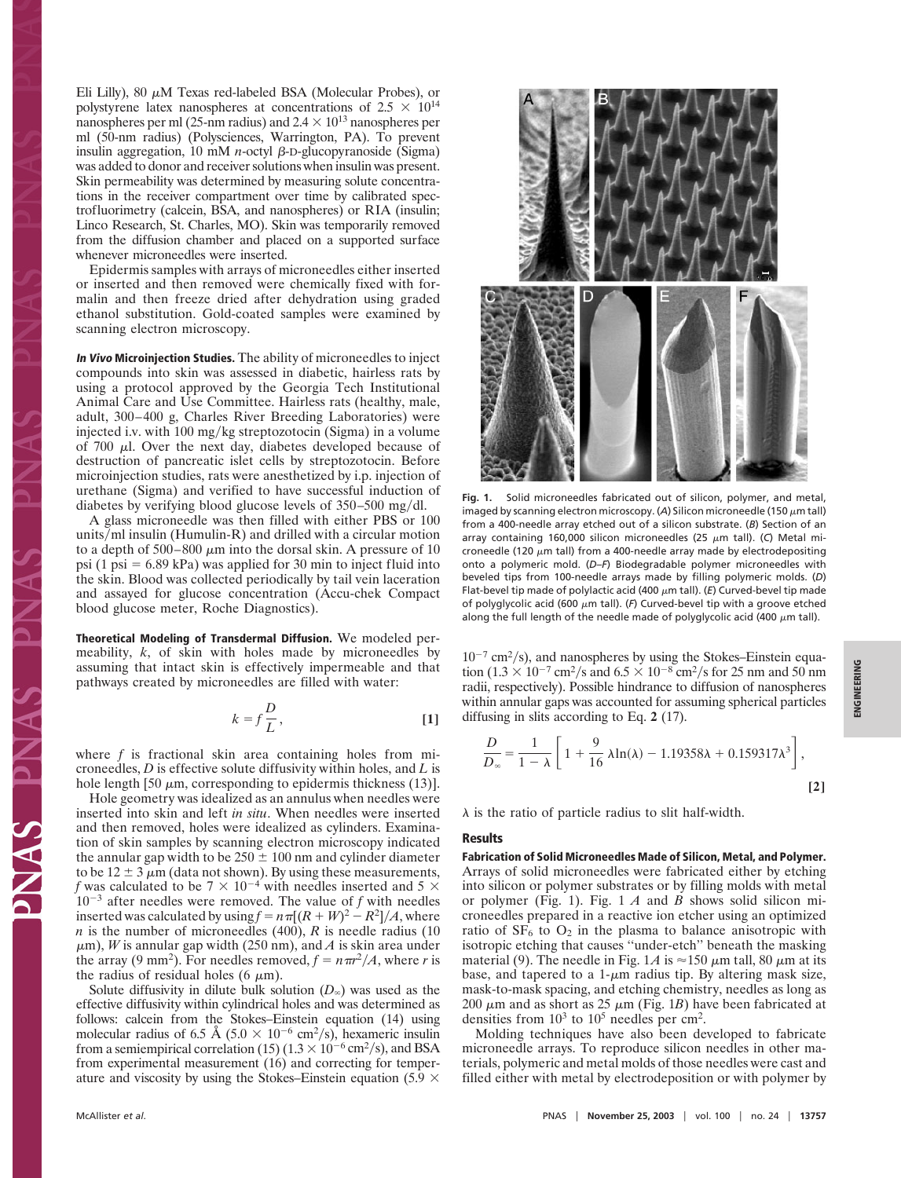Eli Lilly), 80 μM Texas red-labeled BSA (Molecular Probes), or polystyrene latex nanospheres at concentrations of $2.5 \times 10^{14}$ nanospheres per ml (25-nm radius) and $2.4 \times 10^{13}$ nanospheres per ml (50-nm radius) (Polysciences, Warrington, PA). To prevent insulin aggregation, 10 mM *n*-octyl β-D-glucopyranoside (Sigma) was added to donor and receiver solutions when insulin was present. Skin permeability was determined by measuring solute concentrations in the receiver compartment over time by calibrated spectrofluorimetry (calcein, BSA, and nanospheres) or RIA (insulin; Linco Research, St. Charles, MO). Skin was temporarily removed from the diffusion chamber and placed on a supported surface whenever microneedles were inserted.

Epidermis samples with arrays of microneedles either inserted or inserted and then removed were chemically fixed with formalin and then freeze dried after dehydration using graded ethanol substitution. Gold-coated samples were examined by scanning electron microscopy.

***In Vivo* Microinjection Studies.** The ability of microneedles to inject compounds into skin was assessed in diabetic, hairless rats by using a protocol approved by the Georgia Tech Institutional Animal Care and Use Committee. Hairless rats (healthy, male, adult, 300–400 g, Charles River Breeding Laboratories) were injected i.v. with 100 mg/kg streptozotocin (Sigma) in a volume of 700 μl. Over the next day, diabetes developed because of destruction of pancreatic islet cells by streptozotocin. Before microinjection studies, rats were anesthetized by i.p. injection of urethane (Sigma) and verified to have successful induction of diabetes by verifying blood glucose levels of 350–500 mg/dl.

A glass microneedle was then filled with either PBS or 100 units/ml insulin (Humulin-R) and drilled with a circular motion to a depth of 500–800 μm into the dorsal skin. A pressure of 10 psi (1 psi = 6.89 kPa) was applied for 30 min to inject fluid into the skin. Blood was collected periodically by tail vein laceration and assayed for glucose concentration (Accu-chek Compact blood glucose meter, Roche Diagnostics).

**Theoretical Modeling of Transdermal Diffusion.** We modeled permeability, $k$, of skin with holes made by microneedles by assuming that intact skin is effectively impermeable and that pathways created by microneedles are filled with water:

$$k = f\frac{D}{L}, \qquad [1]$$

where $f$ is fractional skin area containing holes from microneedles, $D$ is effective solute diffusivity within holes, and $L$ is hole length [50 μm, corresponding to epidermis thickness (13)].

Hole geometry was idealized as an annulus when needles were inserted into skin and left *in situ*. When needles were inserted and then removed, holes were idealized as cylinders. Examination of skin samples by scanning electron microscopy indicated the annular gap width to be 250 ± 100 nm and cylinder diameter to be 12 ± 3 μm (data not shown). By using these measurements, $f$ was calculated to be $7 \times 10^{-4}$ with needles inserted and $5 \times 10^{-3}$ after needles were removed. The value of $f$ with needles inserted was calculated by using $f = n\pi[(R + W)^2 - R^2]/A$, where $n$ is the number of microneedles (400), $R$ is needle radius (10 μm), $W$ is annular gap width (250 nm), and $A$ is skin area under the array (9 mm²). For needles removed, $f = n\pi r^2/A$, where $r$ is the radius of residual holes (6 μm).

Solute diffusivity in dilute bulk solution ($D_\infty$) was used as the effective diffusivity within cylindrical holes and was determined as follows: calcein from the Stokes–Einstein equation (14) using molecular radius of 6.5 Å ($5.0 \times 10^{-6}$ cm²/s), hexameric insulin from a semiempirical correlation (15) ($1.3 \times 10^{-6}$ cm²/s), and BSA from experimental measurement (16) and correcting for temperature and viscosity by using the Stokes–Einstein equation ($5.9 \times 10^{-7}$ cm²/s), and nanospheres by using the Stokes–Einstein equation ($1.3 \times 10^{-7}$ cm²/s and $6.5 \times 10^{-8}$ cm²/s for 25 nm and 50 nm radii, respectively). Possible hindrance to diffusion of nanospheres within annular gaps was accounted for assuming spherical particles diffusing in slits according to Eq. **2** (17).

$$\frac{D}{D_\infty} = \frac{1}{1-\lambda}\left[1 + \frac{9}{16}\lambda\ln(\lambda) - 1.19358\lambda + 0.159317\lambda^3\right], \qquad [2]$$

$\lambda$ is the ratio of particle radius to slit half-width.

Fig. 1. Solid microneedles fabricated out of silicon, polymer, and metal, imaged by scanning electron microscopy. (*A*) Silicon microneedle (150 μm tall) from a 400-needle array etched out of a silicon substrate. (*B*) Section of an array containing 160,000 silicon microneedles (25 μm tall). (*C*) Metal microneedle (120 μm tall) from a 400-needle array made by electrodepositing onto a polymeric mold. (*D–F*) Biodegradable polymer microneedles with beveled tips from 100-needle arrays made by filling polymeric molds. (*D*) Flat-bevel tip made of polylactic acid (400 μm tall). (*E*) Curved-bevel tip made of polyglycolic acid (600 μm tall). (*F*) Curved-bevel tip with a groove etched along the full length of the needle made of polyglycolic acid (400 μm tall).

## Results

**Fabrication of Solid Microneedles Made of Silicon, Metal, and Polymer.** Arrays of solid microneedles were fabricated either by etching into silicon or polymer substrates or by filling molds with metal or polymer (Fig. 1). Fig. 1 *A* and *B* shows solid silicon microneedles prepared in a reactive ion etcher using an optimized ratio of $SF_6$ to $O_2$ in the plasma to balance anisotropic with isotropic etching that causes "under-etch" beneath the masking material (9). The needle in Fig. 1*A* is ≈150 μm tall, 80 μm at its base, and tapered to a 1-μm radius tip. By altering mask size, mask-to-mask spacing, and etching chemistry, needles as long as 200 μm and as short as 25 μm (Fig. 1*B*) have been fabricated at densities from $10^3$ to $10^5$ needles per cm².

Molding techniques have also been developed to fabricate microneedle arrays. To reproduce silicon needles in other materials, polymeric and metal molds of those needles were cast and filled either with metal by electrodeposition or with polymer by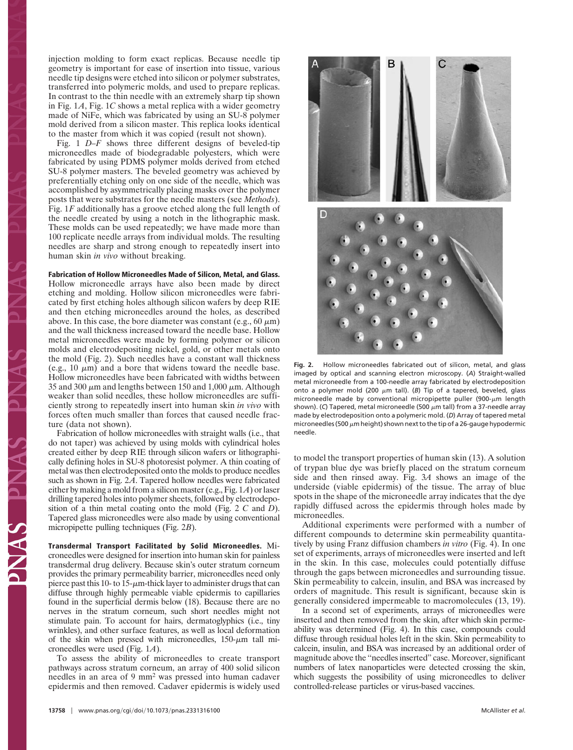injection molding to form exact replicas. Because needle tip geometry is important for ease of insertion into tissue, various needle tip designs were etched into silicon or polymer substrates, transferred into polymeric molds, and used to prepare replicas. In contrast to the thin needle with an extremely sharp tip shown in Fig. 1*A*, Fig. 1*C* shows a metal replica with a wider geometry made of NiFe, which was fabricated by using an SU-8 polymer mold derived from a silicon master. This replica looks identical to the master from which it was copied (result not shown).

Fig. 1 *D–F* shows three different designs of beveled-tip microneedles made of biodegradable polyesters, which were fabricated by using PDMS polymer molds derived from etched SU-8 polymer masters. The beveled geometry was achieved by preferentially etching only on one side of the needle, which was accomplished by asymmetrically placing masks over the polymer posts that were substrates for the needle masters (see *Methods*). Fig. 1*F* additionally has a groove etched along the full length of the needle created by using a notch in the lithographic mask. These molds can be used repeatedly; we have made more than 100 replicate needle arrays from individual molds. The resulting needles are sharp and strong enough to repeatedly insert into human skin *in vivo* without breaking.

**Fabrication of Hollow Microneedles Made of Silicon, Metal, and Glass.** Hollow microneedle arrays have also been made by direct etching and molding. Hollow silicon microneedles were fabricated by first etching holes although silicon wafers by deep RIE and then etching microneedles around the holes, as described above. In this case, the bore diameter was constant (e.g., 60 μm) and the wall thickness increased toward the needle base. Hollow metal microneedles were made by forming polymer or silicon molds and electrodepositing nickel, gold, or other metals onto the mold (Fig. 2). Such needles have a constant wall thickness (e.g., 10 μm) and a bore that widens toward the needle base. Hollow microneedles have been fabricated with widths between 35 and 300 μm and lengths between 150 and 1,000 μm. Although weaker than solid needles, these hollow microneedles are sufficiently strong to repeatedly insert into human skin *in vivo* with forces often much smaller than forces that caused needle fracture (data not shown).

Fabrication of hollow microneedles with straight walls (i.e., that do not taper) was achieved by using molds with cylindrical holes created either by deep RIE through silicon wafers or lithographically defining holes in SU-8 photoresist polymer. A thin coating of metal was then electrodeposited onto the molds to produce needles such as shown in Fig. 2*A*. Tapered hollow needles were fabricated either by making a mold from a silicon master (e.g., Fig. 1*A*) or laser drilling tapered holes into polymer sheets, followed by electrodeposition of a thin metal coating onto the mold (Fig. 2 *C* and *D*). Tapered glass microneedles were also made by using conventional micropipette pulling techniques (Fig. 2*B*).

**Transdermal Transport Facilitated by Solid Microneedles.** Microneedles were designed for insertion into human skin for painless transdermal drug delivery. Because skin's outer stratum corneum provides the primary permeability barrier, microneedles need only pierce past this 10- to 15-μm-thick layer to administer drugs that can diffuse through highly permeable viable epidermis to capillaries found in the superficial dermis below (18). Because there are no nerves in the stratum corneum, such short needles might not stimulate pain. To account for hairs, dermatoglyphics (i.e., tiny wrinkles), and other surface features, as well as local deformation of the skin when pressed with microneedles, 150-μm tall microneedles were used (Fig. 1*A*).

To assess the ability of microneedles to create transport pathways across stratum corneum, an array of 400 solid silicon needles in an area of 9 mm² was pressed into human cadaver epidermis and then removed. Cadaver epidermis is widely used to model the transport properties of human skin (13). A solution of trypan blue dye was briefly placed on the stratum corneum side and then rinsed away. Fig. 3*A* shows an image of the underside (viable epidermis) of the tissue. The array of blue spots in the shape of the microneedle array indicates that the dye rapidly diffused across the epidermis through holes made by microneedles.

Additional experiments were performed with a number of different compounds to determine skin permeability quantitatively by using Franz diffusion chambers *in vitro* (Fig. 4). In one set of experiments, arrays of microneedles were inserted and left in the skin. In this case, molecules could potentially diffuse through the gaps between microneedles and surrounding tissue. Skin permeability to calcein, insulin, and BSA was increased by orders of magnitude. This result is significant, because skin is generally considered impermeable to macromolecules (13, 19).

In a second set of experiments, arrays of microneedles were inserted and then removed from the skin, after which skin permeability was determined (Fig. 4). In this case, compounds could diffuse through residual holes left in the skin. Skin permeability to calcein, insulin, and BSA was increased by an additional order of magnitude above the "needles inserted" case. Moreover, significant numbers of latex nanoparticles were detected crossing the skin, which suggests the possibility of using microneedles to deliver controlled-release particles or virus-based vaccines.

**Fig. 2.** Hollow microneedles fabricated out of silicon, metal, and glass imaged by optical and scanning electron microscopy. (*A*) Straight-walled metal microneedle from a 100-needle array fabricated by electrodeposition onto a polymer mold (200 μm tall). (*B*) Tip of a tapered, beveled, glass microneedle made by conventional micropipette puller (900-μm length shown). (*C*) Tapered, metal microneedle (500 μm tall) from a 37-needle array made by electrodeposition onto a polymeric mold. (*D*) Array of tapered metal microneedles (500 μm height) shown next to the tip of a 26-gauge hypodermic needle.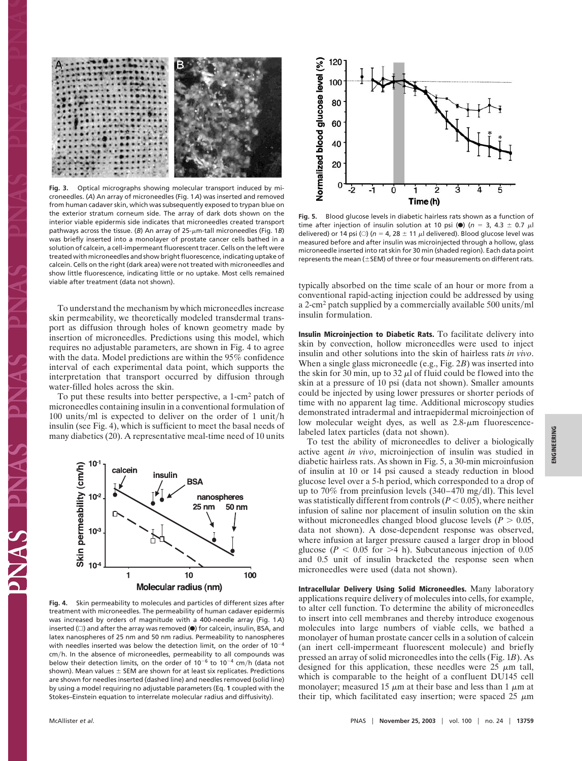**Fig. 3.** Optical micrographs showing molecular transport induced by microneedles. (*A*) An array of microneedles (Fig. 1*A*) was inserted and removed from human cadaver skin, which was subsequently exposed to trypan blue on the exterior stratum corneum side. The array of dark dots shown on the interior viable epidermis side indicates that microneedles created transport pathways across the tissue. (*B*) An array of 25-μm-tall microneedles (Fig. 1*B*) was briefly inserted into a monolayer of prostate cancer cells bathed in a solution of calcein, a cell-impermeant fluorescent tracer. Cells on the left were treated with microneedles and show bright fluorescence, indicating uptake of calcein. Cells on the right (dark area) were not treated with microneedles and show little fluorescence, indicating little or no uptake. Most cells remained viable after treatment (data not shown).

To understand the mechanism by which microneedles increase skin permeability, we theoretically modeled transdermal transport as diffusion through holes of known geometry made by insertion of microneedles. Predictions using this model, which requires no adjustable parameters, are shown in Fig. 4 to agree with the data. Model predictions are within the 95% confidence interval of each experimental data point, which supports the interpretation that transport occurred by diffusion through water-filled holes across the skin.

To put these results into better perspective, a 1-$cm^2$ patch of microneedles containing insulin in a conventional formulation of 100 units/ml is expected to deliver on the order of 1 unit/h insulin (see Fig. 4), which is sufficient to meet the basal needs of many diabetics (20). A representative meal-time need of 10 units typically absorbed on the time scale of an hour or more from a conventional rapid-acting injection could be addressed by using a 2-$cm^2$ patch supplied by a commercially available 500 units/ml insulin formulation.

**Fig. 4.** Skin permeability to molecules and particles of different sizes after treatment with microneedles. The permeability of human cadaver epidermis was increased by orders of magnitude with a 400-needle array (Fig. 1*A*) inserted (□) and after the array was removed (●) for calcein, insulin, BSA, and latex nanospheres of 25 nm and 50 nm radius. Permeability to nanospheres with needles inserted was below the detection limit, on the order of $10^{-4}$ cm/h. In the absence of microneedles, permeability to all compounds was below their detection limits, on the order of $10^{-6}$ to $10^{-4}$ cm/h (data not shown). Mean values ± SEM are shown for at least six replicates. Predictions are shown for needles inserted (dashed line) and needles removed (solid line) by using a model requiring no adjustable parameters (Eq. **1** coupled with the Stokes–Einstein equation to interrelate molecular radius and diffusivity).

**Fig. 5.** Blood glucose levels in diabetic hairless rats shown as a function of time after injection of insulin solution at 10 psi (●) ($n$ = 3, 4.3 ± 0.7 μl delivered) or 14 psi (○) ($n$ = 4, 28 ± 11 μl delivered). Blood glucose level was measured before and after insulin was microinjected through a hollow, glass microneedle inserted into rat skin for 30 min (shaded region). Each data point represents the mean (±SEM) of three or four measurements on different rats.

**Insulin Microinjection to Diabetic Rats.** To facilitate delivery into skin by convection, hollow microneedles were used to inject insulin and other solutions into the skin of hairless rats *in vivo*. When a single glass microneedle (e.g., Fig. 2*B*) was inserted into the skin for 30 min, up to 32 μl of fluid could be flowed into the skin at a pressure of 10 psi (data not shown). Smaller amounts could be injected by using lower pressures or shorter periods of time with no apparent lag time. Additional microscopy studies demonstrated intradermal and intraepidermal microinjection of low molecular weight dyes, as well as 2.8-μm fluorescence-labeled latex particles (data not shown).

To test the ability of microneedles to deliver a biologically active agent *in vivo*, microinjection of insulin was studied in diabetic hairless rats. As shown in Fig. 5, a 30-min microinfusion of insulin at 10 or 14 psi caused a steady reduction in blood glucose level over a 5-h period, which corresponded to a drop of up to 70% from preinfusion levels (340–470 mg/dl). This level was statistically different from controls ($P < 0.05$), where neither infusion of saline nor placement of insulin solution on the skin without microneedles changed blood glucose levels ($P > 0.05$, data not shown). A dose-dependent response was observed, where infusion at larger pressure caused a larger drop in blood glucose ($P < 0.05$ for >4 h). Subcutaneous injection of 0.05 and 0.5 unit of insulin bracketed the response seen when microneedles were used (data not shown).

**Intracellular Delivery Using Solid Microneedles.** Many laboratory applications require delivery of molecules into cells, for example, to alter cell function. To determine the ability of microneedles to insert into cell membranes and thereby introduce exogenous molecules into large numbers of viable cells, we bathed a monolayer of human prostate cancer cells in a solution of calcein (an inert cell-impermeant fluorescent molecule) and briefly pressed an array of solid microneedles into the cells (Fig. 1*B*). As designed for this application, these needles were 25 μm tall, which is comparable to the height of a confluent DU145 cell monolayer; measured 15 μm at their base and less than 1 μm at their tip, which facilitated easy insertion; were spaced 25 μm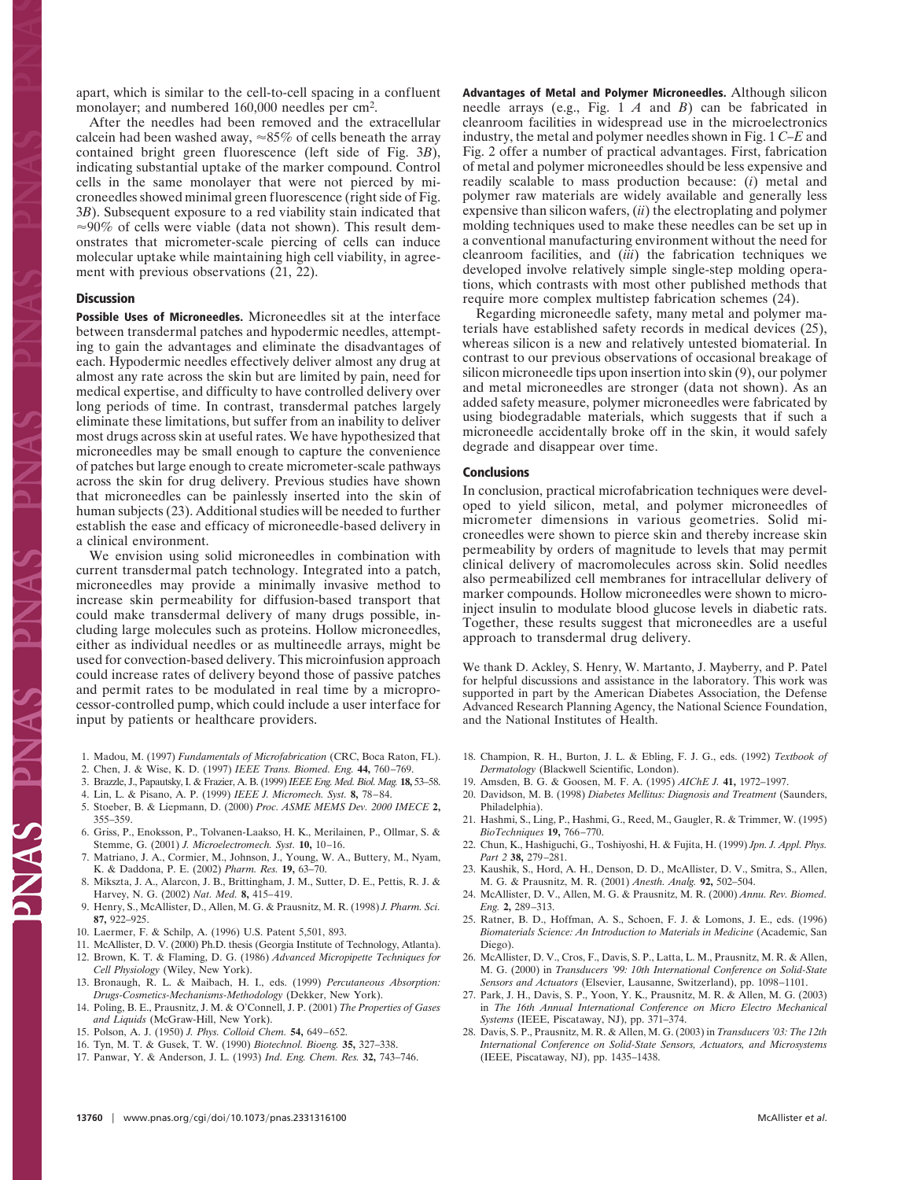apart, which is similar to the cell-to-cell spacing in a confluent monolayer; and numbered 160,000 needles per cm$^2$.

After the needles had been removed and the extracellular calcein had been washed away, ≈85% of cells beneath the array contained bright green fluorescence (left side of Fig. 3*B*), indicating substantial uptake of the marker compound. Control cells in the same monolayer that were not pierced by microneedles showed minimal green fluorescence (right side of Fig. 3*B*). Subsequent exposure to a red viability stain indicated that ≈90% of cells were viable (data not shown). This result demonstrates that micrometer-scale piercing of cells can induce molecular uptake while maintaining high cell viability, in agreement with previous observations (21, 22).

## Discussion

**Possible Uses of Microneedles.** Microneedles sit at the interface between transdermal patches and hypodermic needles, attempting to gain the advantages and eliminate the disadvantages of each. Hypodermic needles effectively deliver almost any drug at almost any rate across the skin but are limited by pain, need for medical expertise, and difficulty to have controlled delivery over long periods of time. In contrast, transdermal patches largely eliminate these limitations, but suffer from an inability to deliver most drugs across skin at useful rates. We have hypothesized that microneedles may be small enough to capture the convenience of patches but large enough to create micrometer-scale pathways across the skin for drug delivery. Previous studies have shown that microneedles can be painlessly inserted into the skin of human subjects (23). Additional studies will be needed to further establish the ease and efficacy of microneedle-based delivery in a clinical environment.

We envision using solid microneedles in combination with current transdermal patch technology. Integrated into a patch, microneedles may provide a minimally invasive method to increase skin permeability for diffusion-based transport that could make transdermal delivery of many drugs possible, including large molecules such as proteins. Hollow microneedles, either as individual needles or as multineedle arrays, might be used for convection-based delivery. This microinfusion approach could increase rates of delivery beyond those of passive patches and permit rates to be modulated in real time by a microprocessor-controlled pump, which could include a user interface for input by patients or healthcare providers.

**Advantages of Metal and Polymer Microneedles.** Although silicon needle arrays (e.g., Fig. 1 *A* and *B*) can be fabricated in cleanroom facilities in widespread use in the microelectronics industry, the metal and polymer needles shown in Fig. 1 *C–E* and Fig. 2 offer a number of practical advantages. First, fabrication of metal and polymer microneedles should be less expensive and readily scalable to mass production because: (*i*) metal and polymer raw materials are widely available and generally less expensive than silicon wafers, (*ii*) the electroplating and polymer molding techniques used to make these needles can be set up in a conventional manufacturing environment without the need for cleanroom facilities, and (*iii*) the fabrication techniques we developed involve relatively simple single-step molding operations, which contrasts with most other published methods that require more complex multistep fabrication schemes (24).

Regarding microneedle safety, many metal and polymer materials have established safety records in medical devices (25), whereas silicon is a new and relatively untested biomaterial. In contrast to our previous observations of occasional breakage of silicon microneedle tips upon insertion into skin (9), our polymer and metal microneedles are stronger (data not shown). As an added safety measure, polymer microneedles were fabricated by using biodegradable materials, which suggests that if such a microneedle accidentally broke off in the skin, it would safely degrade and disappear over time.

## Conclusions

In conclusion, practical microfabrication techniques were developed to yield silicon, metal, and polymer microneedles of micrometer dimensions in various geometries. Solid microneedles were shown to pierce skin and thereby increase skin permeability by orders of magnitude to levels that may permit clinical delivery of macromolecules across skin. Solid needles also permeabilized cell membranes for intracellular delivery of marker compounds. Hollow microneedles were shown to microinject insulin to modulate blood glucose levels in diabetic rats. Together, these results suggest that microneedles are a useful approach to transdermal drug delivery.

We thank D. Ackley, S. Henry, W. Martanto, J. Mayberry, and P. Patel for helpful discussions and assistance in the laboratory. This work was supported in part by the American Diabetes Association, the Defense Advanced Research Planning Agency, the National Science Foundation, and the National Institutes of Health.

1. Madou, M. (1997) *Fundamentals of Microfabrication* (CRC, Boca Raton, FL).
2. Chen, J. & Wise, K. D. (1997) *IEEE Trans. Biomed. Eng.* **44,** 760–769.
3. Brazzle, J., Papautsky, I. & Frazier, A. B. (1999) *IEEE Eng. Med. Biol. Mag.* **18,** 53–58.
4. Lin, L. & Pisano, A. P. (1999) *IEEE J. Micromech. Syst.* **8,** 78–84.
5. Stoeber, B. & Liepmann, D. (2000) *Proc. ASME MEMS Dev. 2000 IMECE* **2,** 355–359.
6. Griss, P., Enoksson, P., Tolvanen-Laakso, H. K., Merilainen, P., Ollmar, S. & Stemme, G. (2001) *J. Microelectromech. Syst.* **10,** 10–16.
7. Matriano, J. A., Cormier, M., Johnson, J., Young, W. A., Buttery, M., Nyam, K. & Daddona, P. E. (2002) *Pharm. Res.* **19,** 63–70.
8. Mikszta, J. A., Alarcon, J. B., Brittingham, J. M., Sutter, D. E., Pettis, R. J. & Harvey, N. G. (2002) *Nat. Med.* **8,** 415–419.
9. Henry, S., McAllister, D., Allen, M. G. & Prausnitz, M. R. (1998) *J. Pharm. Sci.* **87,** 922–925.
10. Laermer, F. & Schilp, A. (1996) U.S. Patent 5,501, 893.
11. McAllister, D. V. (2000) Ph.D. thesis (Georgia Institute of Technology, Atlanta).
12. Brown, K. T. & Flaming, D. G. (1986) *Advanced Micropipette Techniques for Cell Physiology* (Wiley, New York).
13. Bronaugh, R. L. & Maibach, H. I., eds. (1999) *Percutaneous Absorption: Drugs-Cosmetics-Mechanisms-Methodology* (Dekker, New York).
14. Poling, B. E., Prausnitz, J. M. & O'Connell, J. P. (2001) *The Properties of Gases and Liquids* (McGraw-Hill, New York).
15. Polson, A. J. (1950) *J. Phys. Colloid Chem.* **54,** 649–652.
16. Tyn, M. T. & Gusek, T. W. (1990) *Biotechnol. Bioeng.* **35,** 327–338.
17. Panwar, Y. & Anderson, J. L. (1993) *Ind. Eng. Chem. Res.* **32,** 743–746.
18. Champion, R. H., Burton, J. L. & Ebling, F. J. G., eds. (1992) *Textbook of Dermatology* (Blackwell Scientific, London).
19. Amsden, B. G. & Goosen, M. F. A. (1995) *AIChE J.* **41,** 1972–1997.
20. Davidson, M. B. (1998) *Diabetes Mellitus: Diagnosis and Treatment* (Saunders, Philadelphia).
21. Hashmi, S., Ling, P., Hashmi, G., Reed, M., Gaugler, R. & Trimmer, W. (1995) *BioTechniques* **19,** 766–770.
22. Chun, K., Hashiguchi, G., Toshiyoshi, H. & Fujita, H. (1999) *Jpn. J. Appl. Phys. Part 2* **38,** 279–281.
23. Kaushik, S., Hord, A. H., Denson, D. D., McAllister, D. V., Smitra, S., Allen, M. G. & Prausnitz, M. R. (2001) *Anesth. Analg.* **92,** 502–504.
24. McAllister, D. V., Allen, M. G. & Prausnitz, M. R. (2000) *Annu. Rev. Biomed. Eng.* **2,** 289–313.
25. Ratner, B. D., Hoffman, A. S., Schoen, F. J. & Lomons, J. E., eds. (1996) *Biomaterials Science: An Introduction to Materials in Medicine* (Academic, San Diego).
26. McAllister, D. V., Cros, F., Davis, S. P., Latta, L. M., Prausnitz, M. R. & Allen, M. G. (2000) in *Transducers '99: 10th International Conference on Solid-State Sensors and Actuators* (Elsevier, Lausanne, Switzerland), pp. 1098–1101.
27. Park, J. H., Davis, S. P., Yoon, Y. K., Prausnitz, M. R. & Allen, M. G. (2003) in *The 16th Annual International Conference on Micro Electro Mechanical Systems* (IEEE, Piscataway, NJ), pp. 371–374.
28. Davis, S. P., Prausnitz, M. R. & Allen, M. G. (2003) in *Transducers '03: The 12th International Conference on Solid-State Sensors, Actuators, and Microsystems* (IEEE, Piscataway, NJ), pp. 1435–1438.